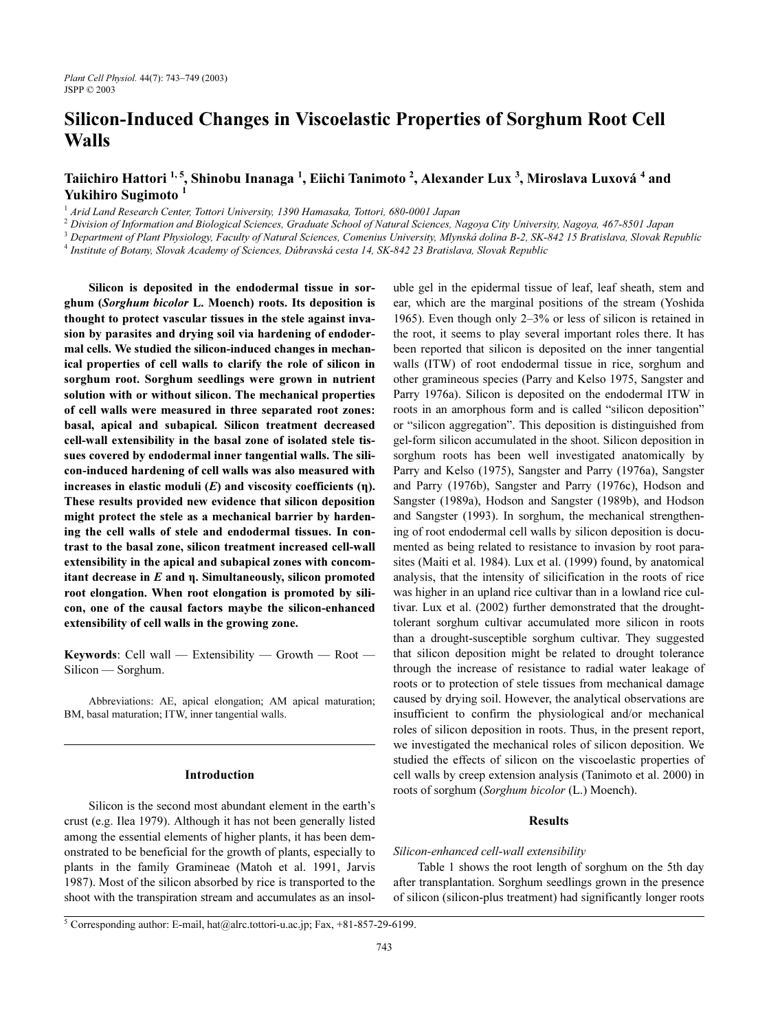# Silicon-Induced Changes in Viscoelastic Properties of Sorghum Root Cell Walls

**Taiichiro Hattori [1, 5], Shinobu Inanaga [1], Eiichi Tanimoto [2], Alexander Lux [3], Miroslava Luxová [4] and Yukihiro Sugimoto [1]**

[1] Arid Land Research Center, Tottori University, 1390 Hamasaka, Tottori, 680-0001 Japan
[2] Division of Information and Biological Sciences, Graduate School of Natural Sciences, Nagoya City University, Nagoya, 467-8501 Japan
[3] Department of Plant Physiology, Faculty of Natural Sciences, Comenius University, Mlynská dolina B-2, SK-842 15 Bratislava, Slovak Republic
[4] Institute of Botany, Slovak Academy of Sciences, Dúbravská cesta 14, SK-842 23 Bratislava, Slovak Republic

**Silicon is deposited in the endodermal tissue in sorghum (*Sorghum bicolor* L. Moench) roots. Its deposition is thought to protect vascular tissues in the stele against invasion by parasites and drying soil via hardening of endodermal cells. We studied the silicon-induced changes in mechanical properties of cell walls to clarify the role of silicon in sorghum root. Sorghum seedlings were grown in nutrient solution with or without silicon. The mechanical properties of cell walls were measured in three separated root zones: basal, apical and subapical. Silicon treatment decreased cell-wall extensibility in the basal zone of isolated stele tissues covered by endodermal inner tangential walls. The silicon-induced hardening of cell walls was also measured with increases in elastic moduli (*E*) and viscosity coefficients (η). These results provided new evidence that silicon deposition might protect the stele as a mechanical barrier by hardening the cell walls of stele and endodermal tissues. In contrast to the basal zone, silicon treatment increased cell-wall extensibility in the apical and subapical zones with concomitant decrease in *E* and η. Simultaneously, silicon promoted root elongation. When root elongation is promoted by silicon, one of the causal factors maybe the silicon-enhanced extensibility of cell walls in the growing zone.**

**Keywords**: Cell wall — Extensibility — Growth — Root — Silicon — Sorghum.

Abbreviations: AE, apical elongation; AM apical maturation; BM, basal maturation; ITW, inner tangential walls.

## Introduction

Silicon is the second most abundant element in the earth's crust (e.g. Ilea 1979). Although it has not been generally listed among the essential elements of higher plants, it has been demonstrated to be beneficial for the growth of plants, especially to plants in the family Gramineae (Matoh et al. 1991, Jarvis 1987). Most of the silicon absorbed by rice is transported to the shoot with the transpiration stream and accumulates as an insoluble gel in the epidermal tissue of leaf, leaf sheath, stem and ear, which are the marginal positions of the stream (Yoshida 1965). Even though only 2–3% or less of silicon is retained in the root, it seems to play several important roles there. It has been reported that silicon is deposited on the inner tangential walls (ITW) of root endodermal tissue in rice, sorghum and other gramineous species (Parry and Kelso 1975, Sangster and Parry 1976a). Silicon is deposited on the endodermal ITW in roots in an amorphous form and is called "silicon deposition" or "silicon aggregation". This deposition is distinguished from gel-form silicon accumulated in the shoot. Silicon deposition in sorghum roots has been well investigated anatomically by Parry and Kelso (1975), Sangster and Parry (1976a), Sangster and Parry (1976b), Sangster and Parry (1976c), Hodson and Sangster (1989a), Hodson and Sangster (1989b), and Hodson and Sangster (1993). In sorghum, the mechanical strengthening of root endodermal cell walls by silicon deposition is documented as being related to resistance to invasion by root parasites (Maiti et al. 1984). Lux et al. (1999) found, by anatomical analysis, that the intensity of silicification in the roots of rice was higher in an upland rice cultivar than in a lowland rice cultivar. Lux et al. (2002) further demonstrated that the drought-tolerant sorghum cultivar accumulated more silicon in roots than a drought-susceptible sorghum cultivar. They suggested that silicon deposition might be related to drought tolerance through the increase of resistance to radial water leakage of roots or to protection of stele tissues from mechanical damage caused by drying soil. However, the analytical observations are insufficient to confirm the physiological and/or mechanical roles of silicon deposition in roots. Thus, in the present report, we investigated the mechanical roles of silicon deposition. We studied the effects of silicon on the viscoelastic properties of cell walls by creep extension analysis (Tanimoto et al. 2000) in roots of sorghum (*Sorghum bicolor* (L.) Moench).

## Results

### *Silicon-enhanced cell-wall extensibility*

Table 1 shows the root length of sorghum on the 5th day after transplantation. Sorghum seedlings grown in the presence of silicon (silicon-plus treatment) had significantly longer roots

[5] Corresponding author: E-mail, hat@alrc.tottori-u.ac.jp; Fax, +81-857-29-6199.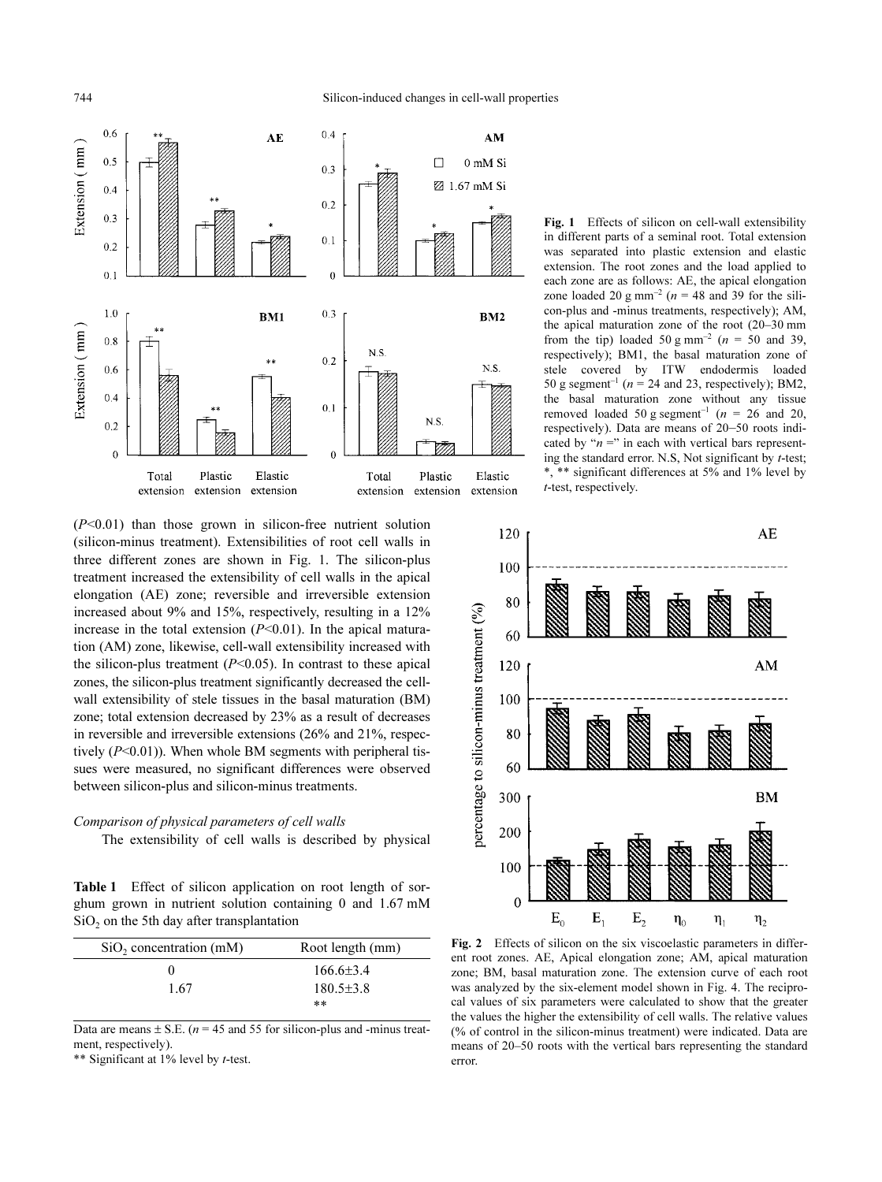Fig. 1 Effects of silicon on cell-wall extensibility in different parts of a seminal root. Total extension was separated into plastic extension and elastic extension. The root zones and the load applied to each zone are as follows: AE, the apical elongation zone loaded 20 g $mm^{-2}$ ($n$ = 48 and 39 for the silicon-plus and -minus treatments, respectively); AM, the apical maturation zone of the root (20–30 mm from the tip) loaded 50 g $mm^{-2}$ ($n$ = 50 and 39, respectively); BM1, the basal maturation zone of stele covered by ITW endodermis loaded 50 g $segment^{-1}$ ($n$ = 24 and 23, respectively); BM2, the basal maturation zone without any tissue removed loaded 50 g $segment^{-1}$ ($n$ = 26 and 20, respectively). Data are means of 20–50 roots indicated by "$n$ =" in each with vertical bars representing the standard error. N.S, Not significant by $t$-test; *, ** significant differences at 5% and 1% level by $t$-test, respectively.

($P$<0.01) than those grown in silicon-free nutrient solution (silicon-minus treatment). Extensibilities of root cell walls in three different zones are shown in Fig. 1. The silicon-plus treatment increased the extensibility of cell walls in the apical elongation (AE) zone; reversible and irreversible extension increased about 9% and 15%, respectively, resulting in a 12% increase in the total extension ($P$<0.01). In the apical maturation (AM) zone, likewise, cell-wall extensibility increased with the silicon-plus treatment ($P$<0.05). In contrast to these apical zones, the silicon-plus treatment significantly decreased the cell-wall extensibility of stele tissues in the basal maturation (BM) zone; total extension decreased by 23% as a result of decreases in reversible and irreversible extensions (26% and 21%, respectively ($P$<0.01)). When whole BM segments with peripheral tissues were measured, no significant differences were observed between silicon-plus and silicon-minus treatments.

*Comparison of physical parameters of cell walls*

The extensibility of cell walls is described by physical

**Table 1** Effect of silicon application on root length of sorghum grown in nutrient solution containing 0 and 1.67 mM $SiO_2$ on the 5th day after transplantation

| $SiO_2$ concentration (mM) | Root length (mm) |
|---|---|
| 0 | 166.6±3.4 |
| 1.67 | 180.5±3.8 ** |

Data are means ± S.E. ($n$ = 45 and 55 for silicon-plus and -minus treatment, respectively).

** Significant at 1% level by $t$-test.

**Fig. 2** Effects of silicon on the six viscoelastic parameters in different root zones. AE, Apical elongation zone; AM, apical maturation zone; BM, basal maturation zone. The extension curve of each root was analyzed by the six-element model shown in Fig. 4. The reciprocal values of six parameters were calculated to show that the greater the values the higher the extensibility of cell walls. The relative values (% of control in the silicon-minus treatment) were indicated. Data are means of 20–50 roots with the vertical bars representing the standard error.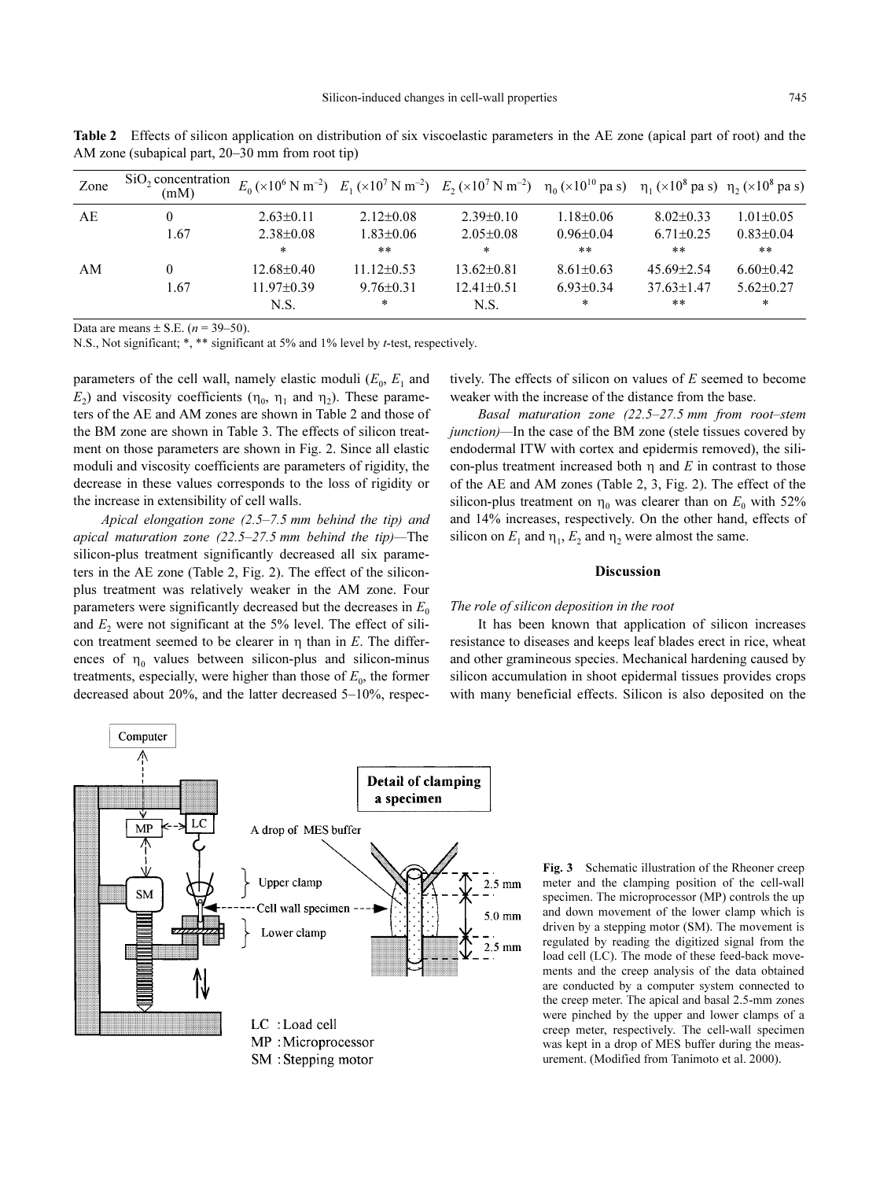**Table 2** Effects of silicon application on distribution of six viscoelastic parameters in the AE zone (apical part of root) and the AM zone (subapical part, 20–30 mm from root tip)

| Zone | $SiO_2$ concentration (mM) | $E_0$ ($\times 10^6$ N m$^{-2}$) | $E_1$ ($\times 10^7$ N m$^{-2}$) | $E_2$ ($\times 10^7$ N m$^{-2}$) | $\eta_0$ ($\times 10^{10}$ pa s) | $\eta_1$ ($\times 10^8$ pa s) | $\eta_2$ ($\times 10^8$ pa s) |
|---|---|---|---|---|---|---|---|
| AE | 0 | 2.63±0.11 | 2.12±0.08 | 2.39±0.10 | 1.18±0.06 | 8.02±0.33 | 1.01±0.05 |
| | 1.67 | 2.38±0.08 | 1.83±0.06 | 2.05±0.08 | 0.96±0.04 | 6.71±0.25 | 0.83±0.04 |
| | | * | ** | * | ** | ** | ** |
| AM | 0 | 12.68±0.40 | 11.12±0.53 | 13.62±0.81 | 8.61±0.63 | 45.69±2.54 | 6.60±0.42 |
| | 1.67 | 11.97±0.39 | 9.76±0.31 | 12.41±0.51 | 6.93±0.34 | 37.63±1.47 | 5.62±0.27 |
| | | N.S. | * | N.S. | * | ** | * |

Data are means ± S.E. ($n$ = 39–50).
N.S., Not significant; *, ** significant at 5% and 1% level by $t$-test, respectively.

parameters of the cell wall, namely elastic moduli ($E_0$, $E_1$ and $E_2$) and viscosity coefficients ($\eta_0$, $\eta_1$ and $\eta_2$). These parameters of the AE and AM zones are shown in Table 2 and those of the BM zone are shown in Table 3. The effects of silicon treatment on those parameters are shown in Fig. 2. Since all elastic moduli and viscosity coefficients are parameters of rigidity, the decrease in these values corresponds to the loss of rigidity or the increase in extensibility of cell walls.

*Apical elongation zone (2.5–7.5 mm behind the tip) and apical maturation zone (22.5–27.5 mm behind the tip)*—The silicon-plus treatment significantly decreased all six parameters in the AE zone (Table 2, Fig. 2). The effect of the silicon-plus treatment was relatively weaker in the AM zone. Four parameters were significantly decreased but the decreases in $E_0$ and $E_2$ were not significant at the 5% level. The effect of silicon treatment seemed to be clearer in $\eta$ than in $E$. The differences of $\eta_0$ values between silicon-plus and silicon-minus treatments, especially, were higher than those of $E_0$, the former decreased about 20%, and the latter decreased 5–10%, respectively. The effects of silicon on values of $E$ seemed to become weaker with the increase of the distance from the base.

*Basal maturation zone (22.5–27.5 mm from root–stem junction)*—In the case of the BM zone (stele tissues covered by endodermal ITW with cortex and epidermis removed), the silicon-plus treatment increased both $\eta$ and $E$ in contrast to those of the AE and AM zones (Table 2, 3, Fig. 2). The effect of the silicon-plus treatment on $\eta_0$ was clearer than on $E_0$ with 52% and 14% increases, respectively. On the other hand, effects of silicon on $E_1$ and $\eta_1$, $E_2$ and $\eta_2$ were almost the same.

## Discussion

*The role of silicon deposition in the root*

It has been known that application of silicon increases resistance to diseases and keeps leaf blades erect in rice, wheat and other gramineous species. Mechanical hardening caused by silicon accumulation in shoot epidermal tissues provides crops with many beneficial effects. Silicon is also deposited on the

**Fig. 3** Schematic illustration of the Rheoner creep meter and the clamping position of the cell-wall specimen. The microprocessor (MP) controls the up and down movement of the lower clamp which is driven by a stepping motor (SM). The movement is regulated by reading the digitized signal from the load cell (LC). The mode of these feed-back movements and the creep analysis of the data obtained are conducted by a computer system connected to the creep meter. The apical and basal 2.5-mm zones were pinched by the upper and lower clamps of a creep meter, respectively. The cell-wall specimen was kept in a drop of MES buffer during the measurement. (Modified from Tanimoto et al. 2000).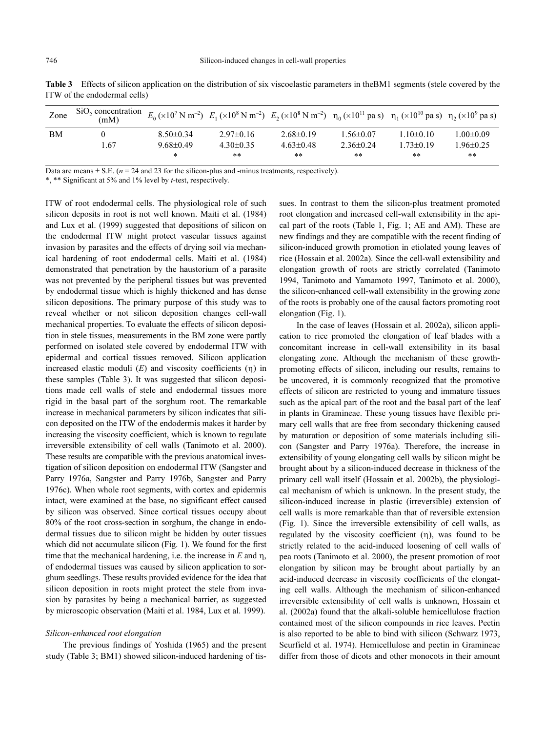**Table 3** Effects of silicon application on the distribution of six viscoelastic parameters in theBM1 segments (stele covered by the ITW of the endodermal cells)

| Zone | $SiO_2$ concentration (mM) | $E_0$ ($\times 10^7$ N m$^{-2}$) | $E_1$ ($\times 10^8$ N m$^{-2}$) | $E_2$ ($\times 10^8$ N m$^{-2}$) | $\eta_0$ ($\times 10^{11}$ pa s) | $\eta_1$ ($\times 10^{10}$ pa s) | $\eta_2$ ($\times 10^9$ pa s) |
|---|---|---|---|---|---|---|---|
| BM | 0 | 8.50±0.34 | 2.97±0.16 | 2.68±0.19 | 1.56±0.07 | 1.10±0.10 | 1.00±0.09 |
| | 1.67 | 9.68±0.49 | 4.30±0.35 | 4.63±0.48 | 2.36±0.24 | 1.73±0.19 | 1.96±0.25 |
| | | * | ** | ** | ** | ** | ** |

Data are means ± S.E. ($n$ = 24 and 23 for the silicon-plus and -minus treatments, respectively).

*, ** Significant at 5% and 1% level by *t*-test, respectively.

ITW of root endodermal cells. The physiological role of such silicon deposits in root is not well known. Maiti et al. (1984) and Lux et al. (1999) suggested that depositions of silicon on the endodermal ITW might protect vascular tissues against invasion by parasites and the effects of drying soil via mechanical hardening of root endodermal cells. Maiti et al. (1984) demonstrated that penetration by the haustorium of a parasite was not prevented by the peripheral tissues but was prevented by endodermal tissue which is highly thickened and has dense silicon depositions. The primary purpose of this study was to reveal whether or not silicon deposition changes cell-wall mechanical properties. To evaluate the effects of silicon deposition in stele tissues, measurements in the BM zone were partly performed on isolated stele covered by endodermal ITW with epidermal and cortical tissues removed. Silicon application increased elastic moduli ($E$) and viscosity coefficients ($\eta$) in these samples (Table 3). It was suggested that silicon depositions made cell walls of stele and endodermal tissues more rigid in the basal part of the sorghum root. The remarkable increase in mechanical parameters by silicon indicates that silicon deposited on the ITW of the endodermis makes it harder by increasing the viscosity coefficient, which is known to regulate irreversible extensibility of cell walls (Tanimoto et al. 2000). These results are compatible with the previous anatomical investigation of silicon deposition on endodermal ITW (Sangster and Parry 1976a, Sangster and Parry 1976b, Sangster and Parry 1976c). When whole root segments, with cortex and epidermis intact, were examined at the base, no significant effect caused by silicon was observed. Since cortical tissues occupy about 80% of the root cross-section in sorghum, the change in endodermal tissues due to silicon might be hidden by outer tissues which did not accumulate silicon (Fig. 1). We found for the first time that the mechanical hardening, i.e. the increase in $E$ and $\eta$, of endodermal tissues was caused by silicon application to sorghum seedlings. These results provided evidence for the idea that silicon deposition in roots might protect the stele from invasion by parasites by being a mechanical barrier, as suggested by microscopic observation (Maiti et al. 1984, Lux et al. 1999).

*Silicon-enhanced root elongation*

The previous findings of Yoshida (1965) and the present study (Table 3; BM1) showed silicon-induced hardening of tissues. In contrast to them the silicon-plus treatment promoted root elongation and increased cell-wall extensibility in the apical part of the roots (Table 1, Fig. 1; AE and AM). These are new findings and they are compatible with the recent finding of silicon-induced growth promotion in etiolated young leaves of rice (Hossain et al. 2002a). Since the cell-wall extensibility and elongation growth of roots are strictly correlated (Tanimoto 1994, Tanimoto and Yamamoto 1997, Tanimoto et al. 2000), the silicon-enhanced cell-wall extensibility in the growing zone of the roots is probably one of the causal factors promoting root elongation (Fig. 1).

In the case of leaves (Hossain et al. 2002a), silicon application to rice promoted the elongation of leaf blades with a concomitant increase in cell-wall extensibility in its basal elongating zone. Although the mechanism of these growth-promoting effects of silicon, including our results, remains to be uncovered, it is commonly recognized that the promotive effects of silicon are restricted to young and immature tissues such as the apical part of the root and the basal part of the leaf in plants in Gramineae. These young tissues have flexible primary cell walls that are free from secondary thickening caused by maturation or deposition of some materials including silicon (Sangster and Parry 1976a). Therefore, the increase in extensibility of young elongating cell walls by silicon might be brought about by a silicon-induced decrease in thickness of the primary cell wall itself (Hossain et al. 2002b), the physiological mechanism of which is unknown. In the present study, the silicon-induced increase in plastic (irreversible) extension of cell walls is more remarkable than that of reversible extension (Fig. 1). Since the irreversible extensibility of cell walls, as regulated by the viscosity coefficient ($\eta$), was found to be strictly related to the acid-induced loosening of cell walls of pea roots (Tanimoto et al. 2000), the present promotion of root elongation by silicon may be brought about partially by an acid-induced decrease in viscosity coefficients of the elongating cell walls. Although the mechanism of silicon-enhanced irreversible extensibility of cell walls is unknown, Hossain et al. (2002a) found that the alkali-soluble hemicellulose fraction contained most of the silicon compounds in rice leaves. Pectin is also reported to be able to bind with silicon (Schwarz 1973, Scurfield et al. 1974). Hemicellulose and pectin in Gramineae differ from those of dicots and other monocots in their amount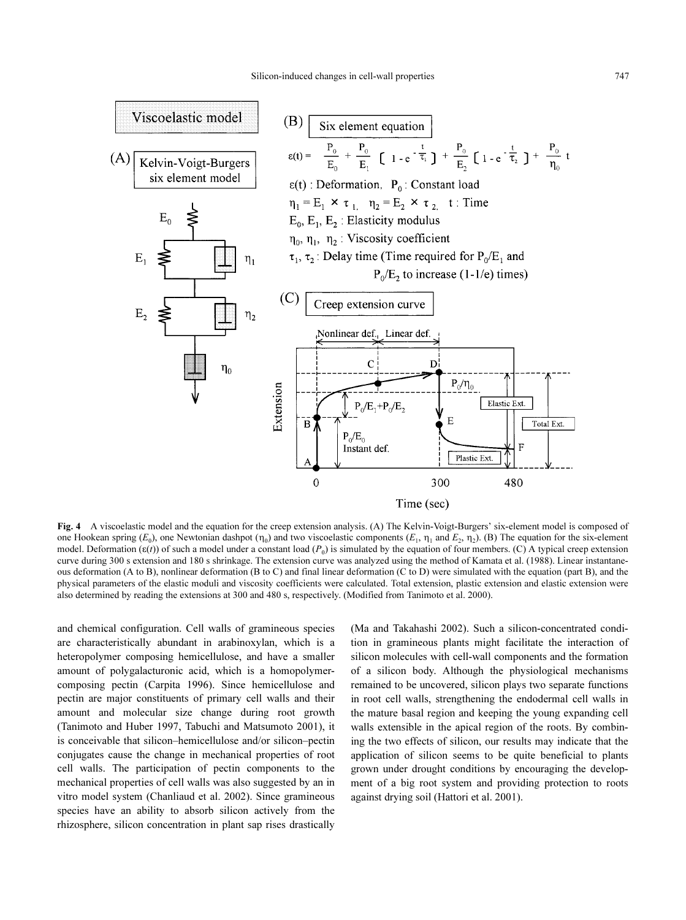**Fig. 4** A viscoelastic model and the equation for the creep extension analysis. (A) The Kelvin-Voigt-Burgers' six-element model is composed of one Hookean spring ($E_0$), one Newtonian dashpot ($\eta_0$) and two viscoelastic components ($E_1$, $\eta_1$ and $E_2$, $\eta_2$). (B) The equation for the six-element model. Deformation ($\varepsilon(t)$) of such a model under a constant load ($P_0$) is simulated by the equation of four members. (C) A typical creep extension curve during 300 s extension and 180 s shrinkage. The extension curve was analyzed using the method of Kamata et al. (1988). Linear instantaneous deformation (A to B), nonlinear deformation (B to C) and final linear deformation (C to D) were simulated with the equation (part B), and the physical parameters of the elastic moduli and viscosity coefficients were calculated. Total extension, plastic extension and elastic extension were also determined by reading the extensions at 300 and 480 s, respectively. (Modified from Tanimoto et al. 2000).

and chemical configuration. Cell walls of gramineous species are characteristically abundant in arabinoxylan, which is a heteropolymer composing hemicellulose, and have a smaller amount of polygalacturonic acid, which is a homopolymer-composing pectin (Carpita 1996). Since hemicellulose and pectin are major constituents of primary cell walls and their amount and molecular size change during root growth (Tanimoto and Huber 1997, Tabuchi and Matsumoto 2001), it is conceivable that silicon–hemicellulose and/or silicon–pectin conjugates cause the change in mechanical properties of root cell walls. The participation of pectin components to the mechanical properties of cell walls was also suggested by an in vitro model system (Chanliaud et al. 2002). Since gramineous species have an ability to absorb silicon actively from the rhizosphere, silicon concentration in plant sap rises drastically (Ma and Takahashi 2002). Such a silicon-concentrated condition in gramineous plants might facilitate the interaction of silicon molecules with cell-wall components and the formation of a silicon body. Although the physiological mechanisms remained to be uncovered, silicon plays two separate functions in root cell walls, strengthening the endodermal cell walls in the mature basal region and keeping the young expanding cell walls extensible in the apical region of the roots. By combining the two effects of silicon, our results may indicate that the application of silicon seems to be quite beneficial to plants grown under drought conditions by encouraging the development of a big root system and providing protection to roots against drying soil (Hattori et al. 2001).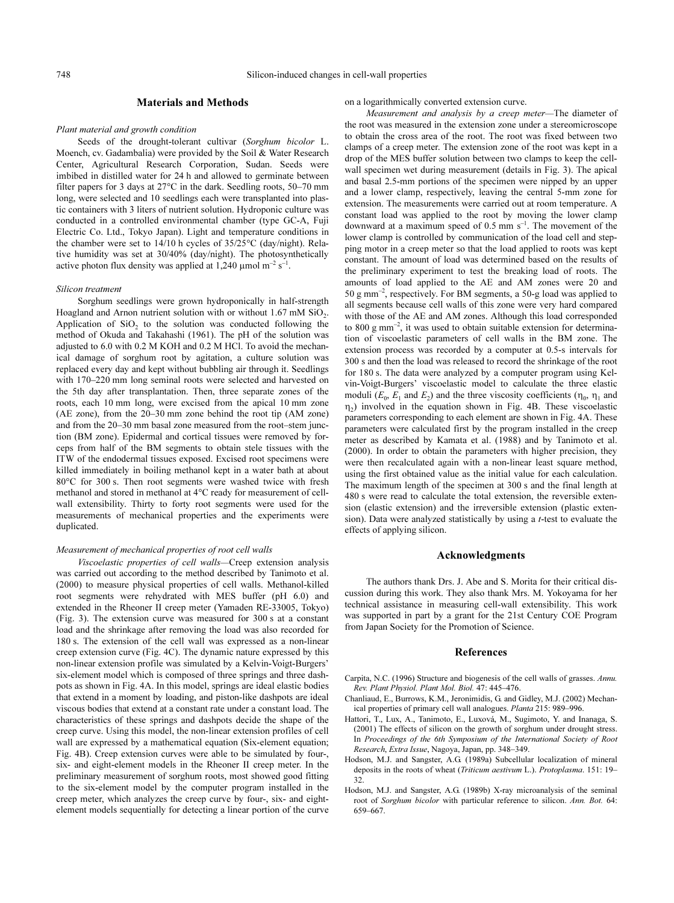## Materials and Methods

### *Plant material and growth condition*

Seeds of the drought-tolerant cultivar (*Sorghum bicolor* L. Moench, cv. Gadambalia) were provided by the Soil & Water Research Center, Agricultural Research Corporation, Sudan. Seeds were imbibed in distilled water for 24 h and allowed to germinate between filter papers for 3 days at 27°C in the dark. Seedling roots, 50–70 mm long, were selected and 10 seedlings each were transplanted into plastic containers with 3 liters of nutrient solution. Hydroponic culture was conducted in a controlled environmental chamber (type GC-A, Fuji Electric Co. Ltd., Tokyo Japan). Light and temperature conditions in the chamber were set to 14/10 h cycles of 35/25°C (day/night). Relative humidity was set at 30/40% (day/night). The photosynthetically active photon flux density was applied at 1,240 μmol $m^{-2}$ $s^{-1}$.

### *Silicon treatment*

Sorghum seedlings were grown hydroponically in half-strength Hoagland and Arnon nutrient solution with or without 1.67 mM $SiO_2$. Application of $SiO_2$ to the solution was conducted following the method of Okuda and Takahashi (1961). The pH of the solution was adjusted to 6.0 with 0.2 M KOH and 0.2 M HCl. To avoid the mechanical damage of sorghum root by agitation, a culture solution was replaced every day and kept without bubbling air through it. Seedlings with 170–220 mm long seminal roots were selected and harvested on the 5th day after transplantation. Then, three separate zones of the roots, each 10 mm long, were excised from the apical 10 mm zone (AE zone), from the 20–30 mm zone behind the root tip (AM zone) and from the 20–30 mm basal zone measured from the root–stem junction (BM zone). Epidermal and cortical tissues were removed by forceps from half of the BM segments to obtain stele tissues with the ITW of the endodermal tissues exposed. Excised root specimens were killed immediately in boiling methanol kept in a water bath at about 80°C for 300 s. Then root segments were washed twice with fresh methanol and stored in methanol at 4°C ready for measurement of cell-wall extensibility. Thirty to forty root segments were used for the measurements of mechanical properties and the experiments were duplicated.

### *Measurement of mechanical properties of root cell walls*

*Viscoelastic properties of cell walls*—Creep extension analysis was carried out according to the method described by Tanimoto et al. (2000) to measure physical properties of cell walls. Methanol-killed root segments were rehydrated with MES buffer (pH 6.0) and extended in the Rheoner II creep meter (Yamaden RE-33005, Tokyo) (Fig. 3). The extension curve was measured for 300 s at a constant load and the shrinkage after removing the load was also recorded for 180 s. The extension of the cell wall was expressed as a non-linear creep extension curve (Fig. 4C). The dynamic nature expressed by this non-linear extension profile was simulated by a Kelvin-Voigt-Burgers' six-element model which is composed of three springs and three dashpots as shown in Fig. 4A. In this model, springs are ideal elastic bodies that extend in a moment by loading, and piston-like dashpots are ideal viscous bodies that extend at a constant rate under a constant load. The characteristics of these springs and dashpots decide the shape of the creep curve. Using this model, the non-linear extension profiles of cell wall are expressed by a mathematical equation (Six-element equation; Fig. 4B). Creep extension curves were able to be simulated by four-, six- and eight-element models in the Rheoner II creep meter. In the preliminary measurement of sorghum roots, most showed good fitting to the six-element model by the computer program installed in the creep meter, which analyzes the creep curve by four-, six- and eight-element models sequentially for detecting a linear portion of the curve on a logarithmically converted extension curve.

*Measurement and analysis by a creep meter*—The diameter of the root was measured in the extension zone under a stereomicroscope to obtain the cross area of the root. The root was fixed between two clamps of a creep meter. The extension zone of the root was kept in a drop of the MES buffer solution between two clamps to keep the cell-wall specimen wet during measurement (details in Fig. 3). The apical and basal 2.5-mm portions of the specimen were nipped by an upper and a lower clamp, respectively, leaving the central 5-mm zone for extension. The measurements were carried out at room temperature. A constant load was applied to the root by moving the lower clamp downward at a maximum speed of 0.5 mm $s^{-1}$. The movement of the lower clamp is controlled by communication of the load cell and stepping motor in a creep meter so that the load applied to roots was kept constant. The amount of load was determined based on the results of the preliminary experiment to test the breaking load of roots. The amounts of load applied to the AE and AM zones were 20 and 50 g $mm^{-2}$, respectively. For BM segments, a 50-g load was applied to all segments because cell walls of this zone were very hard compared with those of the AE and AM zones. Although this load corresponded to 800 g $mm^{-2}$, it was used to obtain suitable extension for determination of viscoelastic parameters of cell walls in the BM zone. The extension process was recorded by a computer at 0.5-s intervals for 300 s and then the load was released to record the shrinkage of the root for 180 s. The data were analyzed by a computer program using Kelvin-Voigt-Burgers' viscoelastic model to calculate the three elastic moduli ($E_0$, $E_1$ and $E_2$) and the three viscosity coefficients ($\eta_0$, $\eta_1$ and $\eta_2$) involved in the equation shown in Fig. 4B. These viscoelastic parameters corresponding to each element are shown in Fig. 4A. These parameters were calculated first by the program installed in the creep meter as described by Kamata et al. (1988) and by Tanimoto et al. (2000). In order to obtain the parameters with higher precision, they were then recalculated again with a non-linear least square method, using the first obtained value as the initial value for each calculation. The maximum length of the specimen at 300 s and the final length at 480 s were read to calculate the total extension, the reversible extension (elastic extension) and the irreversible extension (plastic extension). Data were analyzed statistically by using a *t*-test to evaluate the effects of applying silicon.

## Acknowledgments

The authors thank Drs. J. Abe and S. Morita for their critical discussion during this work. They also thank Mrs. M. Yokoyama for her technical assistance in measuring cell-wall extensibility. This work was supported in part by a grant for the 21st Century COE Program from Japan Society for the Promotion of Science.

## References

Carpita, N.C. (1996) Structure and biogenesis of the cell walls of grasses. *Annu. Rev. Plant Physiol. Plant Mol. Biol.* 47: 445–476.

Chanliaud, E., Burrows, K.M., Jeronimidis, G. and Gidley, M.J. (2002) Mechanical properties of primary cell wall analogues. *Planta* 215: 989–996.

Hattori, T., Lux, A., Tanimoto, E., Luxová, M., Sugimoto, Y. and Inanaga, S. (2001) The effects of silicon on the growth of sorghum under drought stress. In *Proceedings of the 6th Symposium of the International Society of Root Research*, *Extra Issue*, Nagoya, Japan, pp. 348–349.

Hodson, M.J. and Sangster, A.G. (1989a) Subcellular localization of mineral deposits in the roots of wheat (*Triticum aestivum* L.). *Protoplasma*. 151: 19–32.

Hodson, M.J. and Sangster, A.G. (1989b) X-ray microanalysis of the seminal root of *Sorghum bicolor* with particular reference to silicon. *Ann. Bot.* 64: 659–667.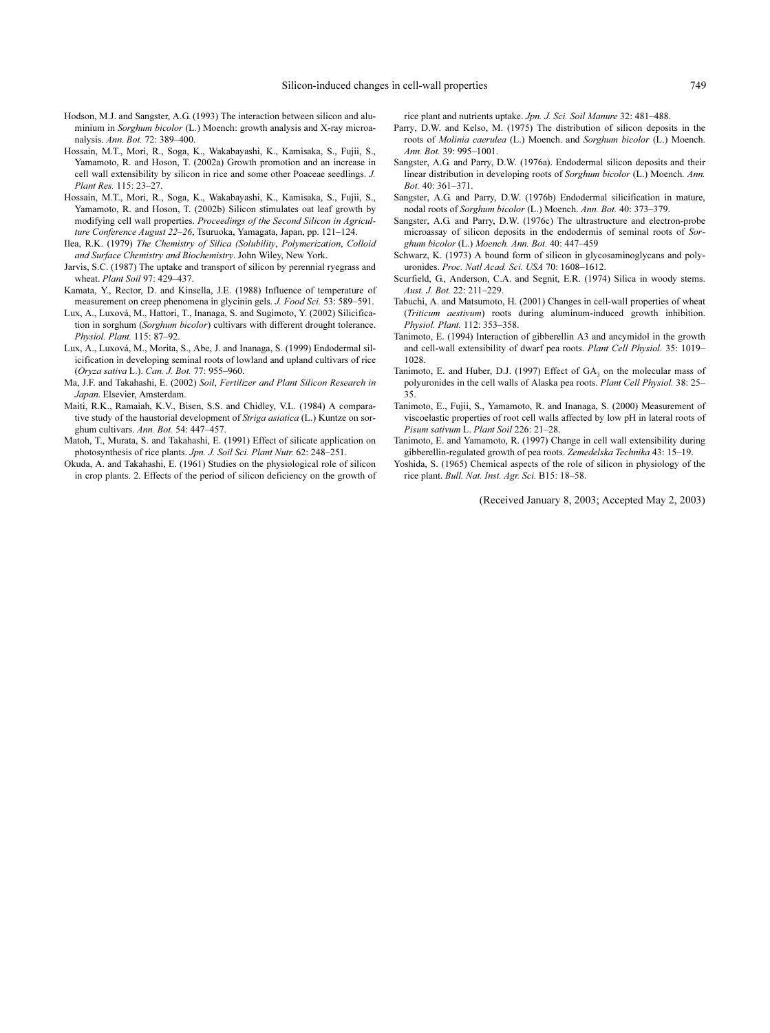Hodson, M.J. and Sangster, A.G. (1993) The interaction between silicon and aluminium in *Sorghum bicolor* (L.) Moench: growth analysis and X-ray microanalysis. *Ann. Bot.* 72: 389–400.

Hossain, M.T., Mori, R., Soga, K., Wakabayashi, K., Kamisaka, S., Fujii, S., Yamamoto, R. and Hoson, T. (2002a) Growth promotion and an increase in cell wall extensibility by silicon in rice and some other Poaceae seedlings. *J. Plant Res.* 115: 23–27.

Hossain, M.T., Mori, R., Soga, K., Wakabayashi, K., Kamisaka, S., Fujii, S., Yamamoto, R. and Hoson, T. (2002b) Silicon stimulates oat leaf growth by modifying cell wall properties. *Proceedings of the Second Silicon in Agriculture Conference August 22–26*, Tsuruoka, Yamagata, Japan, pp. 121–124.

Ilea, R.K. (1979) *The Chemistry of Silica (Solubility, Polymerization, Colloid and Surface Chemistry and Biochemistry*. John Wiley, New York.

Jarvis, S.C. (1987) The uptake and transport of silicon by perennial ryegrass and wheat. *Plant Soil* 97: 429–437.

Kamata, Y., Rector, D. and Kinsella, J.E. (1988) Influence of temperature of measurement on creep phenomena in glycinin gels. *J. Food Sci.* 53: 589–591.

Lux, A., Luxová, M., Hattori, T., Inanaga, S. and Sugimoto, Y. (2002) Silicification in sorghum (*Sorghum bicolor*) cultivars with different drought tolerance. *Physiol. Plant.* 115: 87–92.

Lux, A., Luxová, M., Morita, S., Abe, J. and Inanaga, S. (1999) Endodermal silicification in developing seminal roots of lowland and upland cultivars of rice (*Oryza sativa* L.). *Can. J. Bot.* 77: 955–960.

Ma, J.F. and Takahashi, E. (2002) *Soil, Fertilizer and Plant Silicon Research in Japan*. Elsevier, Amsterdam.

Maiti, R.K., Ramaiah, K.V., Bisen, S.S. and Chidley, V.L. (1984) A comparative study of the haustorial development of *Striga asiatica* (L.) Kuntze on sorghum cultivars. *Ann. Bot.* 54: 447–457.

Matoh, T., Murata, S. and Takahashi, E. (1991) Effect of silicate application on photosynthesis of rice plants. *Jpn. J. Soil Sci. Plant Nutr.* 62: 248–251.

Okuda, A. and Takahashi, E. (1961) Studies on the physiological role of silicon in crop plants. 2. Effects of the period of silicon deficiency on the growth of rice plant and nutrients uptake. *Jpn. J. Sci. Soil Manure* 32: 481–488.

Parry, D.W. and Kelso, M. (1975) The distribution of silicon deposits in the roots of *Molinia caerulea* (L.) Moench. and *Sorghum bicolor* (L.) Moench. *Ann. Bot.* 39: 995–1001.

Sangster, A.G. and Parry, D.W. (1976a). Endodermal silicon deposits and their linear distribution in developing roots of *Sorghum bicolor* (L.) Moench. *Ann. Bot.* 40: 361–371.

Sangster, A.G. and Parry, D.W. (1976b) Endodermal silicification in mature, nodal roots of *Sorghum bicolor* (L.) Moench. *Ann. Bot.* 40: 373–379.

Sangster, A.G. and Parry, D.W. (1976c) The ultrastructure and electron-probe microassay of silicon deposits in the endodermis of seminal roots of *Sorghum bicolor* (L.) *Moench. Ann. Bot.* 40: 447–459

Schwarz, K. (1973) A bound form of silicon in glycosaminoglycans and polyuronides. *Proc. Natl Acad. Sci. USA* 70: 1608–1612.

Scurfield, G., Anderson, C.A. and Segnit, E.R. (1974) Silica in woody stems. *Aust. J. Bot.* 22: 211–229.

Tabuchi, A. and Matsumoto, H. (2001) Changes in cell-wall properties of wheat (*Triticum aestivum*) roots during aluminum-induced growth inhibition. *Physiol. Plant.* 112: 353–358.

Tanimoto, E. (1994) Interaction of gibberellin A3 and ancymidol in the growth and cell-wall extensibility of dwarf pea roots. *Plant Cell Physiol.* 35: 1019–1028.

Tanimoto, E. and Huber, D.J. (1997) Effect of $GA_3$ on the molecular mass of polyuronides in the cell walls of Alaska pea roots. *Plant Cell Physiol.* 38: 25–35.

Tanimoto, E., Fujii, S., Yamamoto, R. and Inanaga, S. (2000) Measurement of viscoelastic properties of root cell walls affected by low pH in lateral roots of *Pisum sativum* L. *Plant Soil* 226: 21–28.

Tanimoto, E. and Yamamoto, R. (1997) Change in cell wall extensibility during gibberellin-regulated growth of pea roots. *Zemedelska Technika* 43: 15–19.

Yoshida, S. (1965) Chemical aspects of the role of silicon in physiology of the rice plant. *Bull. Nat. Inst. Agr. Sci.* B15: 18–58.

(Received January 8, 2003; Accepted May 2, 2003)